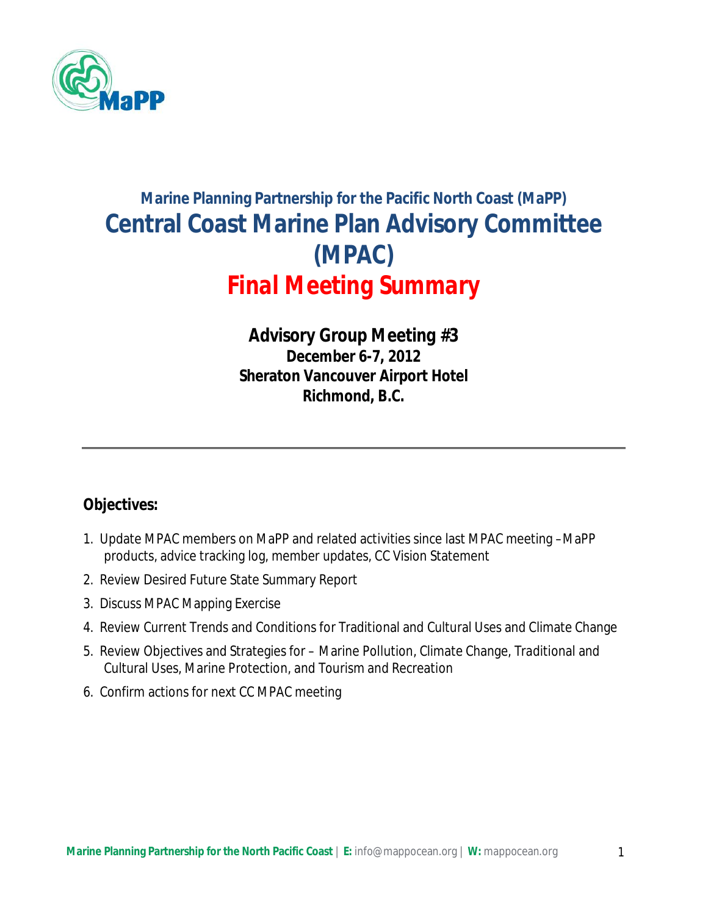## Marine Planning Partnership for the Pacific North Coast (MaPP)

# Central Coast Marine Plan Advisory Committee (MPAC)

# *Final Meeting Summary*

**Advisory Group Meeting #3**
**December 6-7, 2012**
**Sheraton Vancouver Airport Hotel**
**Richmond, B.C.**

---

### Objectives:

1. Update MPAC members on MaPP and related activities since last MPAC meeting – MaPP products, advice tracking log, member updates, CC Vision Statement
2. Review Desired Future State Summary Report
3. Discuss MPAC Mapping Exercise
4. Review Current Trends and Conditions for Traditional and Cultural Uses and Climate Change
5. Review Objectives and Strategies for – Marine Pollution, Climate Change, Traditional and Cultural Uses, Marine Protection, and Tourism and Recreation
6. Confirm actions for next CC MPAC meeting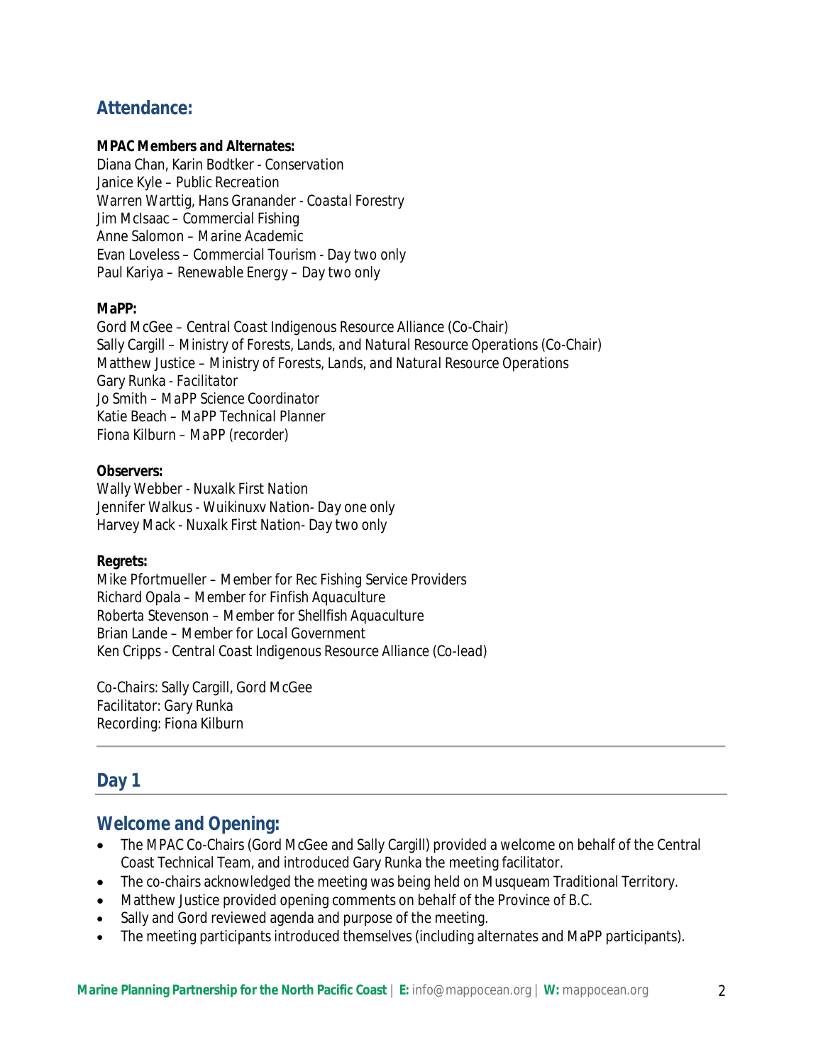## Attendance:

**MPAC Members and Alternates:**
Diana Chan, Karin Bodtker - *Conservation*
Janice Kyle – *Public Recreation*
Warren Warttig, Hans Granander - *Coastal Forestry*
Jim McIsaac – *Commercial Fishing*
Anne Salomon – *Marine Academic*
Evan Loveless – *Commercial Tourism - Day two only*
Paul Kariya – *Renewable Energy – Day two only*

**MaPP:**
Gord McGee – *Central Coast Indigenous Resource Alliance (Co-Chair)*
Sally Cargill – *Ministry of Forests, Lands, and Natural Resource Operations (Co-Chair)*
Matthew Justice – *Ministry of Forests, Lands, and Natural Resource Operations*
Gary Runka - *Facilitator*
Jo Smith – *MaPP Science Coordinator*
Katie Beach – *MaPP Technical Planner*
Fiona Kilburn – *MaPP (recorder)*

**Observers:**
Wally Webber - *Nuxalk First Nation*
Jennifer Walkus - *Wuikinuxv Nation- Day one only*
Harvey Mack - *Nuxalk First Nation- Day two only*

**Regrets:**
Mike Pfortmueller – *Member for Rec Fishing Service Providers*
Richard Opala – *Member for Finfish Aquaculture*
Roberta Stevenson – *Member for Shellfish Aquaculture*
Brian Lande – *Member for Local Government*
Ken Cripps - *Central Coast Indigenous Resource Alliance (Co-lead)*

Co-Chairs: Sally Cargill, Gord McGee
Facilitator: Gary Runka
Recording: Fiona Kilburn

---

## Day 1

## Welcome and Opening:

- The MPAC Co-Chairs (Gord McGee and Sally Cargill) provided a welcome on behalf of the Central Coast Technical Team, and introduced Gary Runka the meeting facilitator.
- The co-chairs acknowledged the meeting was being held on Musqueam Traditional Territory.
- Matthew Justice provided opening comments on behalf of the Province of B.C.
- Sally and Gord reviewed agenda and purpose of the meeting.
- The meeting participants introduced themselves (including alternates and MaPP participants).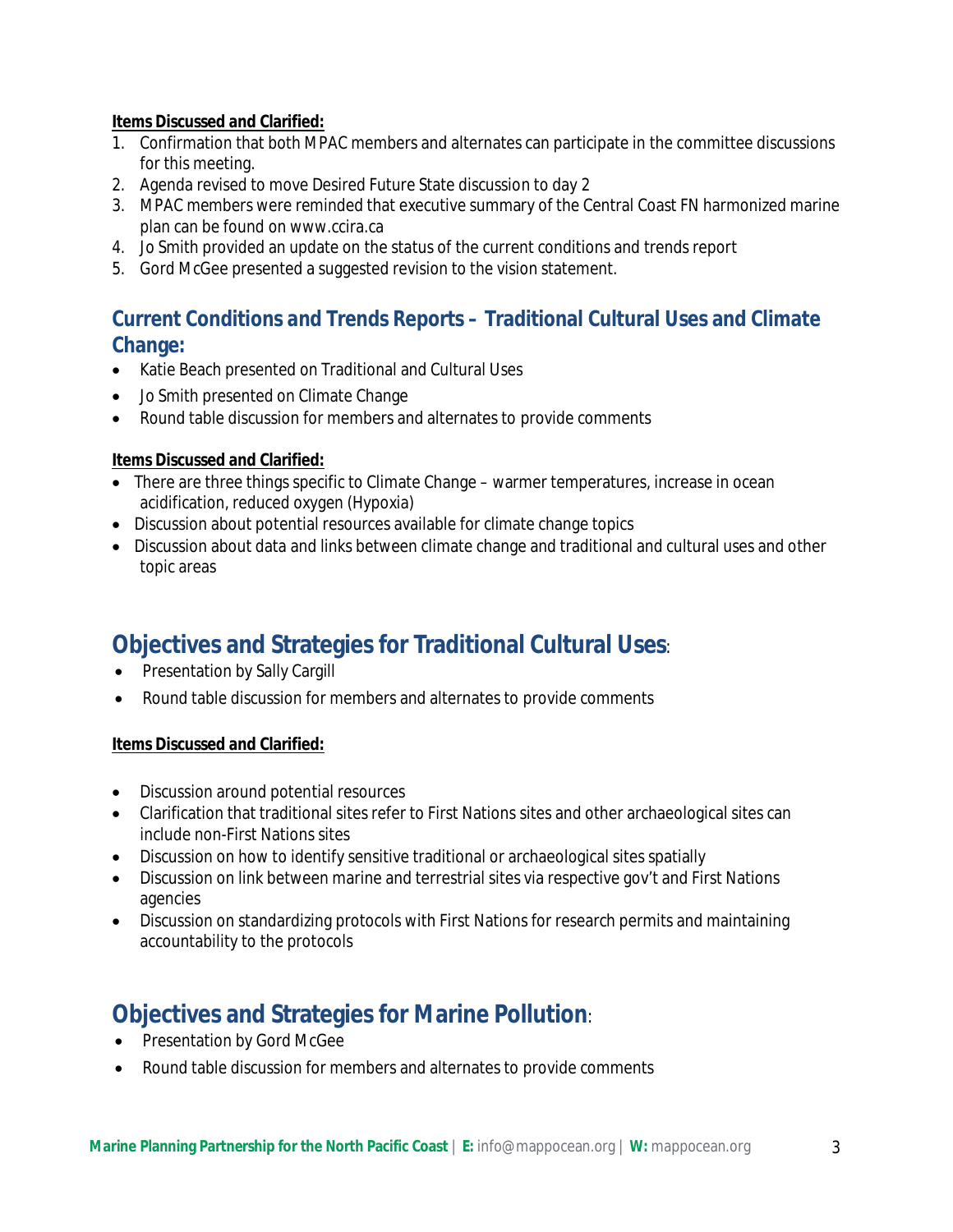**Items Discussed and Clarified:**

1. Confirmation that both MPAC members and alternates can participate in the committee discussions for this meeting.
2. Agenda revised to move Desired Future State discussion to day 2
3. MPAC members were reminded that executive summary of the Central Coast FN harmonized marine plan can be found on www.ccira.ca
4. Jo Smith provided an update on the status of the current conditions and trends report
5. Gord McGee presented a suggested revision to the vision statement.

## Current Conditions and Trends Reports – Traditional Cultural Uses and Climate Change:

- Katie Beach presented on Traditional and Cultural Uses
- Jo Smith presented on Climate Change
- Round table discussion for members and alternates to provide comments

**Items Discussed and Clarified:**

- There are three things specific to Climate Change – warmer temperatures, increase in ocean acidification, reduced oxygen (Hypoxia)
- Discussion about potential resources available for climate change topics
- Discussion about data and links between climate change and traditional and cultural uses and other topic areas

## Objectives and Strategies for Traditional Cultural Uses:

- Presentation by Sally Cargill
- Round table discussion for members and alternates to provide comments

**Items Discussed and Clarified:**

- Discussion around potential resources
- Clarification that traditional sites refer to First Nations sites and other archaeological sites can include non-First Nations sites
- Discussion on how to identify sensitive traditional or archaeological sites spatially
- Discussion on link between marine and terrestrial sites via respective gov't and First Nations agencies
- Discussion on standardizing protocols with First Nations for research permits and maintaining accountability to the protocols

## Objectives and Strategies for Marine Pollution:

- Presentation by Gord McGee
- Round table discussion for members and alternates to provide comments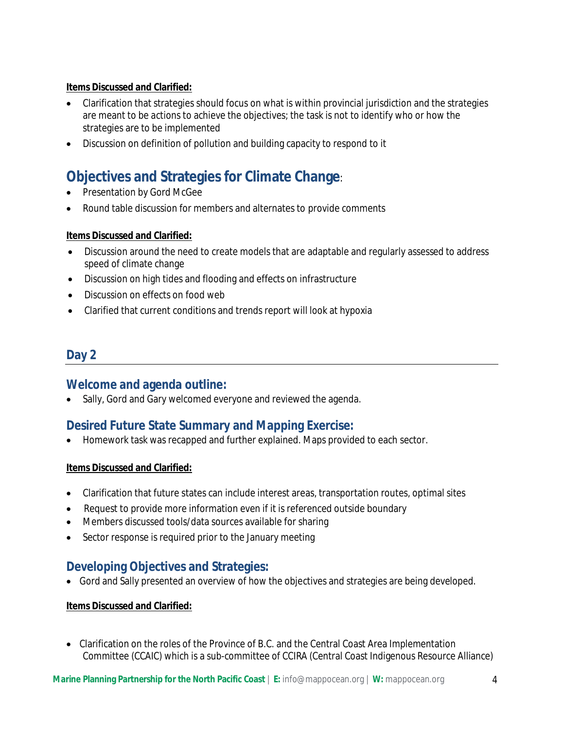**Items Discussed and Clarified:**

- Clarification that strategies should focus on what is within provincial jurisdiction and the strategies are meant to be actions to achieve the objectives; the task is not to identify who or how the strategies are to be implemented
- Discussion on definition of pollution and building capacity to respond to it

## Objectives and Strategies for Climate Change:

- Presentation by Gord McGee
- Round table discussion for members and alternates to provide comments

**Items Discussed and Clarified:**

- Discussion around the need to create models that are adaptable and regularly assessed to address speed of climate change
- Discussion on high tides and flooding and effects on infrastructure
- Discussion on effects on food web
- Clarified that current conditions and trends report will look at hypoxia

## Day 2

### Welcome and agenda outline:

- Sally, Gord and Gary welcomed everyone and reviewed the agenda.

### Desired Future State Summary and Mapping Exercise:

- Homework task was recapped and further explained. Maps provided to each sector.

**Items Discussed and Clarified:**

- Clarification that future states can include interest areas, transportation routes, optimal sites
- Request to provide more information even if it is referenced outside boundary
- Members discussed tools/data sources available for sharing
- Sector response is required prior to the January meeting

### Developing Objectives and Strategies:

- Gord and Sally presented an overview of how the objectives and strategies are being developed.

**Items Discussed and Clarified:**

- Clarification on the roles of the Province of B.C. and the Central Coast Area Implementation Committee (CCAIC) which is a sub-committee of CCIRA (Central Coast Indigenous Resource Alliance)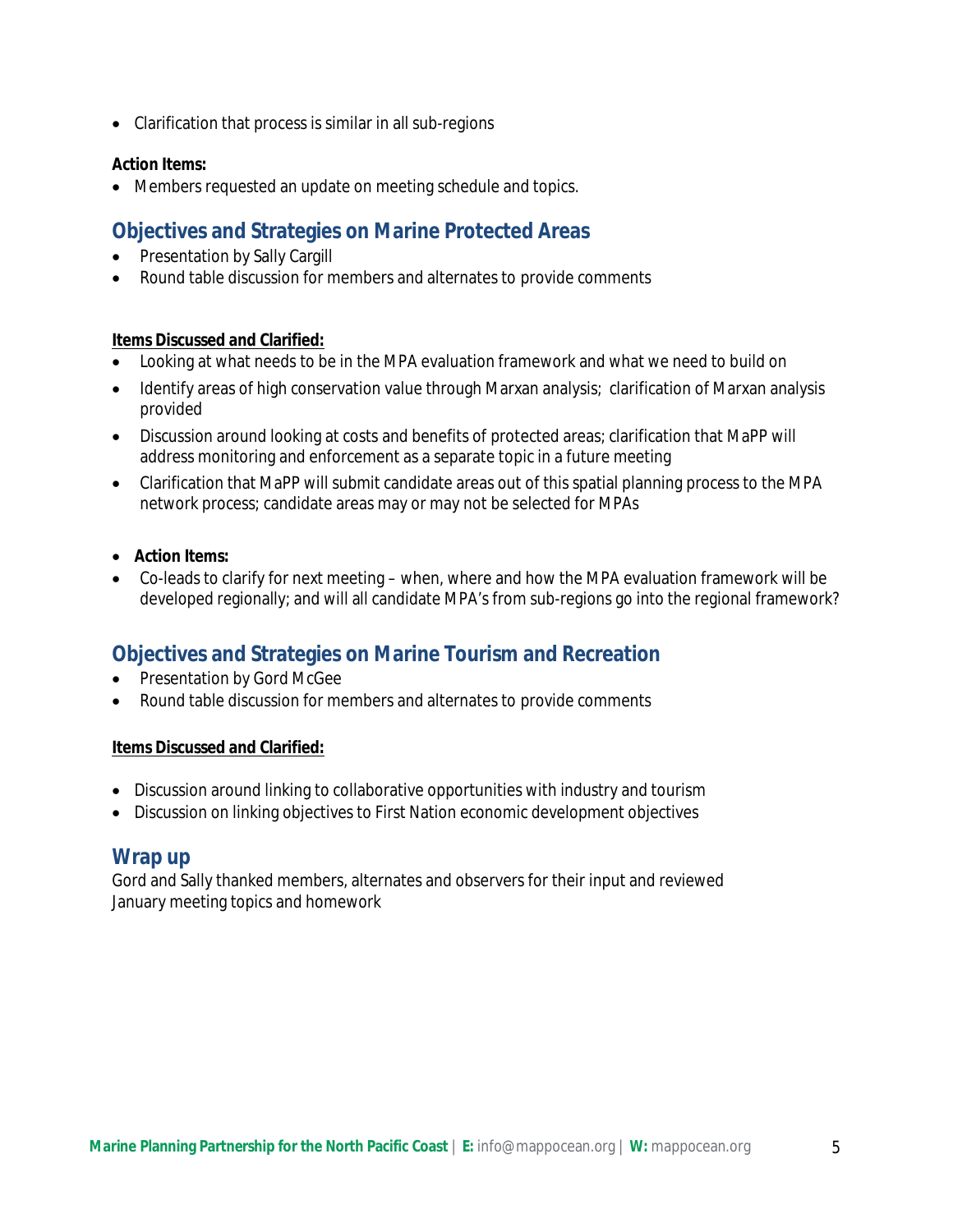- Clarification that process is similar in all sub-regions

**Action Items:**

- Members requested an update on meeting schedule and topics.

## Objectives and Strategies on Marine Protected Areas

- Presentation by Sally Cargill
- Round table discussion for members and alternates to provide comments

**Items Discussed and Clarified:**

- Looking at what needs to be in the MPA evaluation framework and what we need to build on
- Identify areas of high conservation value through Marxan analysis; clarification of Marxan analysis provided
- Discussion around looking at costs and benefits of protected areas; clarification that MaPP will address monitoring and enforcement as a separate topic in a future meeting
- Clarification that MaPP will submit candidate areas out of this spatial planning process to the MPA network process; candidate areas may or may not be selected for MPAs

- **Action Items:**
- Co-leads to clarify for next meeting – when, where and how the MPA evaluation framework will be developed regionally; and will all candidate MPA's from sub-regions go into the regional framework?

## Objectives and Strategies on Marine Tourism and Recreation

- Presentation by Gord McGee
- Round table discussion for members and alternates to provide comments

**Items Discussed and Clarified:**

- Discussion around linking to collaborative opportunities with industry and tourism
- Discussion on linking objectives to First Nation economic development objectives

## Wrap up

Gord and Sally thanked members, alternates and observers for their input and reviewed January meeting topics and homework